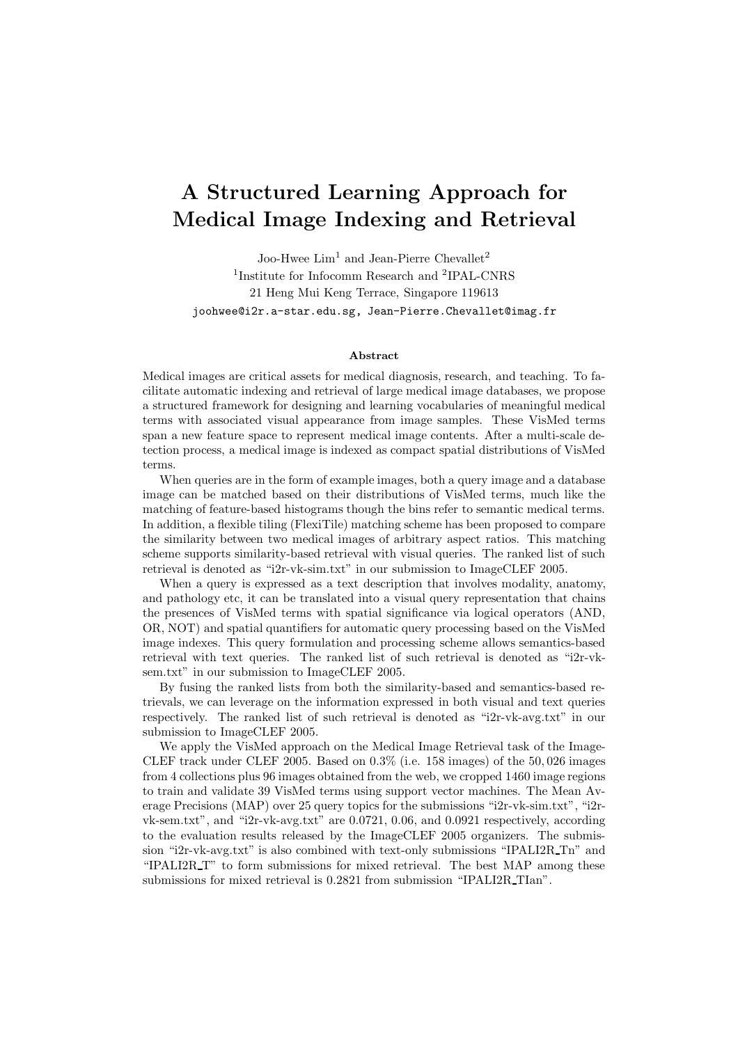# A Structured Learning Approach for Medical Image Indexing and Retrieval

Joo-Hwee Lim[1] and Jean-Pierre Chevallet[2]

[1]Institute for Infocomm Research and [2]IPAL-CNRS

21 Heng Mui Keng Terrace, Singapore 119613

joohwee@i2r.a-star.edu.sg, Jean-Pierre.Chevallet@imag.fr

### Abstract

Medical images are critical assets for medical diagnosis, research, and teaching. To facilitate automatic indexing and retrieval of large medical image databases, we propose a structured framework for designing and learning vocabularies of meaningful medical terms with associated visual appearance from image samples. These VisMed terms span a new feature space to represent medical image contents. After a multi-scale detection process, a medical image is indexed as compact spatial distributions of VisMed terms.

When queries are in the form of example images, both a query image and a database image can be matched based on their distributions of VisMed terms, much like the matching of feature-based histograms though the bins refer to semantic medical terms. In addition, a flexible tiling (FlexiTile) matching scheme has been proposed to compare the similarity between two medical images of arbitrary aspect ratios. This matching scheme supports similarity-based retrieval with visual queries. The ranked list of such retrieval is denoted as "i2r-vk-sim.txt" in our submission to ImageCLEF 2005.

When a query is expressed as a text description that involves modality, anatomy, and pathology etc, it can be translated into a visual query representation that chains the presences of VisMed terms with spatial significance via logical operators (AND, OR, NOT) and spatial quantifiers for automatic query processing based on the VisMed image indexes. This query formulation and processing scheme allows semantics-based retrieval with text queries. The ranked list of such retrieval is denoted as "i2r-vk-sem.txt" in our submission to ImageCLEF 2005.

By fusing the ranked lists from both the similarity-based and semantics-based retrievals, we can leverage on the information expressed in both visual and text queries respectively. The ranked list of such retrieval is denoted as "i2r-vk-avg.txt" in our submission to ImageCLEF 2005.

We apply the VisMed approach on the Medical Image Retrieval task of the ImageCLEF track under CLEF 2005. Based on 0.3% (i.e. 158 images) of the 50,026 images from 4 collections plus 96 images obtained from the web, we cropped 1460 image regions to train and validate 39 VisMed terms using support vector machines. The Mean Average Precisions (MAP) over 25 query topics for the submissions "i2r-vk-sim.txt", "i2r-vk-sem.txt", and "i2r-vk-avg.txt" are 0.0721, 0.06, and 0.0921 respectively, according to the evaluation results released by the ImageCLEF 2005 organizers. The submission "i2r-vk-avg.txt" is also combined with text-only submissions "IPALI2R_Tn" and "IPALI2R_T" to form submissions for mixed retrieval. The best MAP among these submissions for mixed retrieval is 0.2821 from submission "IPALI2R_TIan".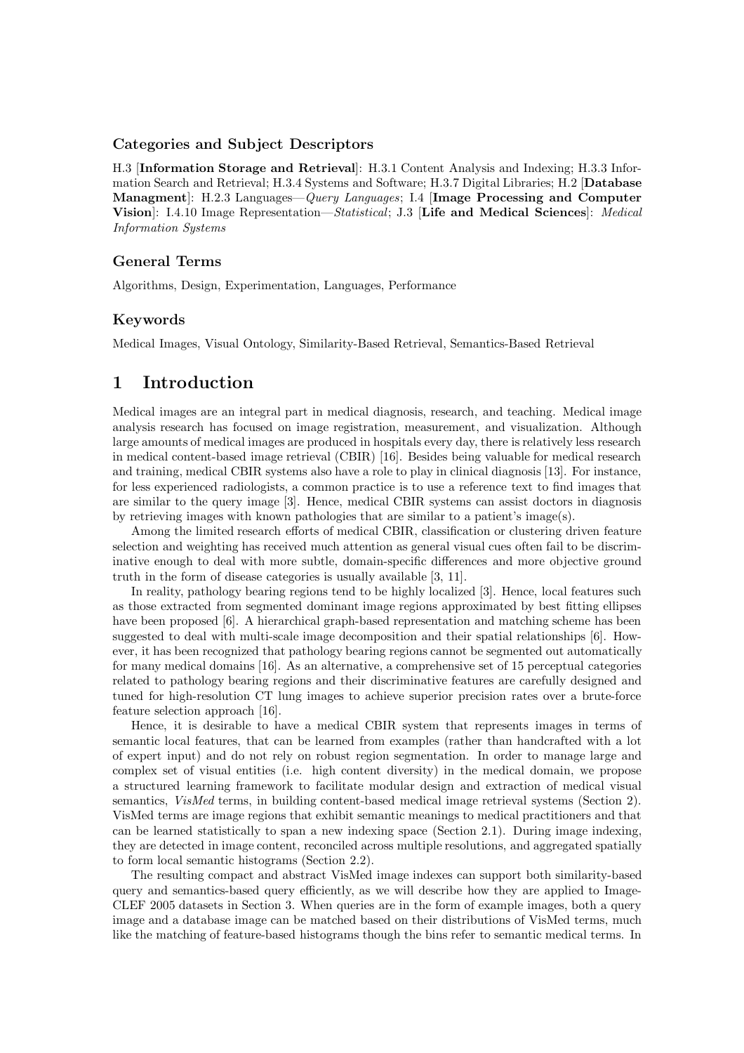### Categories and Subject Descriptors

H.3 [**Information Storage and Retrieval**]: H.3.1 Content Analysis and Indexing; H.3.3 Information Search and Retrieval; H.3.4 Systems and Software; H.3.7 Digital Libraries; H.2 [**Database Managment**]: H.2.3 Languages—*Query Languages*; I.4 [**Image Processing and Computer Vision**]: I.4.10 Image Representation—*Statistical*; J.3 [**Life and Medical Sciences**]: *Medical Information Systems*

### General Terms

Algorithms, Design, Experimentation, Languages, Performance

### Keywords

Medical Images, Visual Ontology, Similarity-Based Retrieval, Semantics-Based Retrieval

# 1 Introduction

Medical images are an integral part in medical diagnosis, research, and teaching. Medical image analysis research has focused on image registration, measurement, and visualization. Although large amounts of medical images are produced in hospitals every day, there is relatively less research in medical content-based image retrieval (CBIR) [16]. Besides being valuable for medical research and training, medical CBIR systems also have a role to play in clinical diagnosis [13]. For instance, for less experienced radiologists, a common practice is to use a reference text to find images that are similar to the query image [3]. Hence, medical CBIR systems can assist doctors in diagnosis by retrieving images with known pathologies that are similar to a patient's image(s).

Among the limited research efforts of medical CBIR, classification or clustering driven feature selection and weighting has received much attention as general visual cues often fail to be discriminative enough to deal with more subtle, domain-specific differences and more objective ground truth in the form of disease categories is usually available [3, 11].

In reality, pathology bearing regions tend to be highly localized [3]. Hence, local features such as those extracted from segmented dominant image regions approximated by best fitting ellipses have been proposed [6]. A hierarchical graph-based representation and matching scheme has been suggested to deal with multi-scale image decomposition and their spatial relationships [6]. However, it has been recognized that pathology bearing regions cannot be segmented out automatically for many medical domains [16]. As an alternative, a comprehensive set of 15 perceptual categories related to pathology bearing regions and their discriminative features are carefully designed and tuned for high-resolution CT lung images to achieve superior precision rates over a brute-force feature selection approach [16].

Hence, it is desirable to have a medical CBIR system that represents images in terms of semantic local features, that can be learned from examples (rather than handcrafted with a lot of expert input) and do not rely on robust region segmentation. In order to manage large and complex set of visual entities (i.e. high content diversity) in the medical domain, we propose a structured learning framework to facilitate modular design and extraction of medical visual semantics, *VisMed* terms, in building content-based medical image retrieval systems (Section 2). VisMed terms are image regions that exhibit semantic meanings to medical practitioners and that can be learned statistically to span a new indexing space (Section 2.1). During image indexing, they are detected in image content, reconciled across multiple resolutions, and aggregated spatially to form local semantic histograms (Section 2.2).

The resulting compact and abstract VisMed image indexes can support both similarity-based query and semantics-based query efficiently, as we will describe how they are applied to ImageCLEF 2005 datasets in Section 3. When queries are in the form of example images, both a query image and a database image can be matched based on their distributions of VisMed terms, much like the matching of feature-based histograms though the bins refer to semantic medical terms. In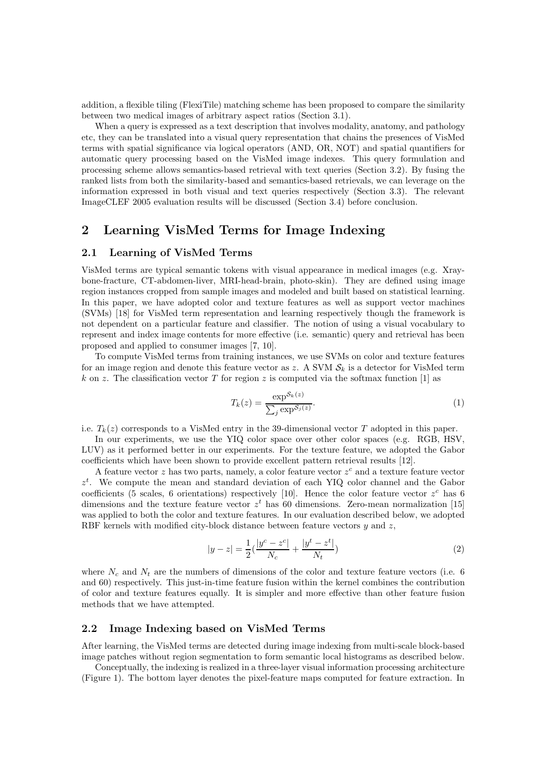addition, a flexible tiling (FlexiTile) matching scheme has been proposed to compare the similarity between two medical images of arbitrary aspect ratios (Section 3.1).

When a query is expressed as a text description that involves modality, anatomy, and pathology etc, they can be translated into a visual query representation that chains the presences of VisMed terms with spatial significance via logical operators (AND, OR, NOT) and spatial quantifiers for automatic query processing based on the VisMed image indexes. This query formulation and processing scheme allows semantics-based retrieval with text queries (Section 3.2). By fusing the ranked lists from both the similarity-based and semantics-based retrievals, we can leverage on the information expressed in both visual and text queries respectively (Section 3.3). The relevant ImageCLEF 2005 evaluation results will be discussed (Section 3.4) before conclusion.

## 2 Learning VisMed Terms for Image Indexing

### 2.1 Learning of VisMed Terms

VisMed terms are typical semantic tokens with visual appearance in medical images (e.g. Xray-bone-fracture, CT-abdomen-liver, MRI-head-brain, photo-skin). They are defined using image region instances cropped from sample images and modeled and built based on statistical learning. In this paper, we have adopted color and texture features as well as support vector machines (SVMs) [18] for VisMed term representation and learning respectively though the framework is not dependent on a particular feature and classifier. The notion of using a visual vocabulary to represent and index image contents for more effective (i.e. semantic) query and retrieval has been proposed and applied to consumer images [7, 10].

To compute VisMed terms from training instances, we use SVMs on color and texture features for an image region and denote this feature vector as $z$. A SVM $\mathcal{S}_k$ is a detector for VisMed term $k$ on $z$. The classification vector $T$ for region $z$ is computed via the softmax function [1] as

$$T_k(z) = \frac{\exp^{\mathcal{S}_k(z)}}{\sum_j \exp^{\mathcal{S}_j(z)}}. \tag{1}$$

i.e. $T_k(z)$ corresponds to a VisMed entry in the 39-dimensional vector $T$ adopted in this paper.

In our experiments, we use the YIQ color space over other color spaces (e.g. RGB, HSV, LUV) as it performed better in our experiments. For the texture feature, we adopted the Gabor coefficients which have been shown to provide excellent pattern retrieval results [12].

A feature vector $z$ has two parts, namely, a color feature vector $z^c$ and a texture feature vector $z^t$. We compute the mean and standard deviation of each YIQ color channel and the Gabor coefficients (5 scales, 6 orientations) respectively [10]. Hence the color feature vector $z^c$ has 6 dimensions and the texture feature vector $z^t$ has 60 dimensions. Zero-mean normalization [15] was applied to both the color and texture features. In our evaluation described below, we adopted RBF kernels with modified city-block distance between feature vectors $y$ and $z$,

$$|y - z| = \frac{1}{2}\left(\frac{|y^c - z^c|}{N_c} + \frac{|y^t - z^t|}{N_t}\right) \tag{2}$$

where $N_c$ and $N_t$ are the numbers of dimensions of the color and texture feature vectors (i.e. 6 and 60) respectively. This just-in-time feature fusion within the kernel combines the contribution of color and texture features equally. It is simpler and more effective than other feature fusion methods that we have attempted.

### 2.2 Image Indexing based on VisMed Terms

After learning, the VisMed terms are detected during image indexing from multi-scale block-based image patches without region segmentation to form semantic local histograms as described below.

Conceptually, the indexing is realized in a three-layer visual information processing architecture (Figure 1). The bottom layer denotes the pixel-feature maps computed for feature extraction. In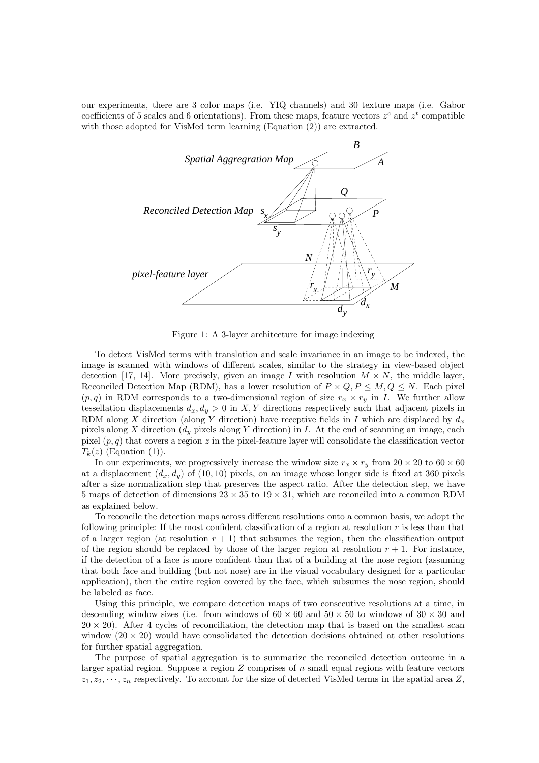our experiments, there are 3 color maps (i.e. YIQ channels) and 30 texture maps (i.e. Gabor coefficients of 5 scales and 6 orientations). From these maps, feature vectors $z^c$ and $z^t$ compatible with those adopted for VisMed term learning (Equation (2)) are extracted.

Spatial Aggregration Map

B

A

Q

Reconciled Detection Map

$s_x$

$s_y$

P

N

pixel-feature layer

$r_x$

$r_y$

M

$d_x$

$d_y$

Figure 1: A 3-layer architecture for image indexing

To detect VisMed terms with translation and scale invariance in an image to be indexed, the image is scanned with windows of different scales, similar to the strategy in view-based object detection [17, 14]. More precisely, given an image $I$ with resolution $M \times N$, the middle layer, Reconciled Detection Map (RDM), has a lower resolution of $P \times Q, P \leq M, Q \leq N$. Each pixel $(p, q)$ in RDM corresponds to a two-dimensional region of size $r_x \times r_y$ in $I$. We further allow tessellation displacements $d_x, d_y > 0$ in $X, Y$ directions respectively such that adjacent pixels in RDM along $X$ direction (along $Y$ direction) have receptive fields in $I$ which are displaced by $d_x$ pixels along $X$ direction ($d_y$ pixels along $Y$ direction) in $I$. At the end of scanning an image, each pixel $(p, q)$ that covers a region $z$ in the pixel-feature layer will consolidate the classification vector $T_k(z)$ (Equation (1)).

In our experiments, we progressively increase the window size $r_x \times r_y$ from $20 \times 20$ to $60 \times 60$ at a displacement $(d_x, d_y)$ of $(10, 10)$ pixels, on an image whose longer side is fixed at 360 pixels after a size normalization step that preserves the aspect ratio. After the detection step, we have 5 maps of detection of dimensions $23 \times 35$ to $19 \times 31$, which are reconciled into a common RDM as explained below.

To reconcile the detection maps across different resolutions onto a common basis, we adopt the following principle: If the most confident classification of a region at resolution $r$ is less than that of a larger region (at resolution $r + 1$) that subsumes the region, then the classification output of the region should be replaced by those of the larger region at resolution $r + 1$. For instance, if the detection of a face is more confident than that of a building at the nose region (assuming that both face and building (but not nose) are in the visual vocabulary designed for a particular application), then the entire region covered by the face, which subsumes the nose region, should be labeled as face.

Using this principle, we compare detection maps of two consecutive resolutions at a time, in descending window sizes (i.e. from windows of $60 \times 60$ and $50 \times 50$ to windows of $30 \times 30$ and $20 \times 20$). After 4 cycles of reconciliation, the detection map that is based on the smallest scan window ($20 \times 20$) would have consolidated the detection decisions obtained at other resolutions for further spatial aggregation.

The purpose of spatial aggregation is to summarize the reconciled detection outcome in a larger spatial region. Suppose a region $Z$ comprises of $n$ small equal regions with feature vectors $z_1, z_2, \cdots, z_n$ respectively. To account for the size of detected VisMed terms in the spatial area $Z$,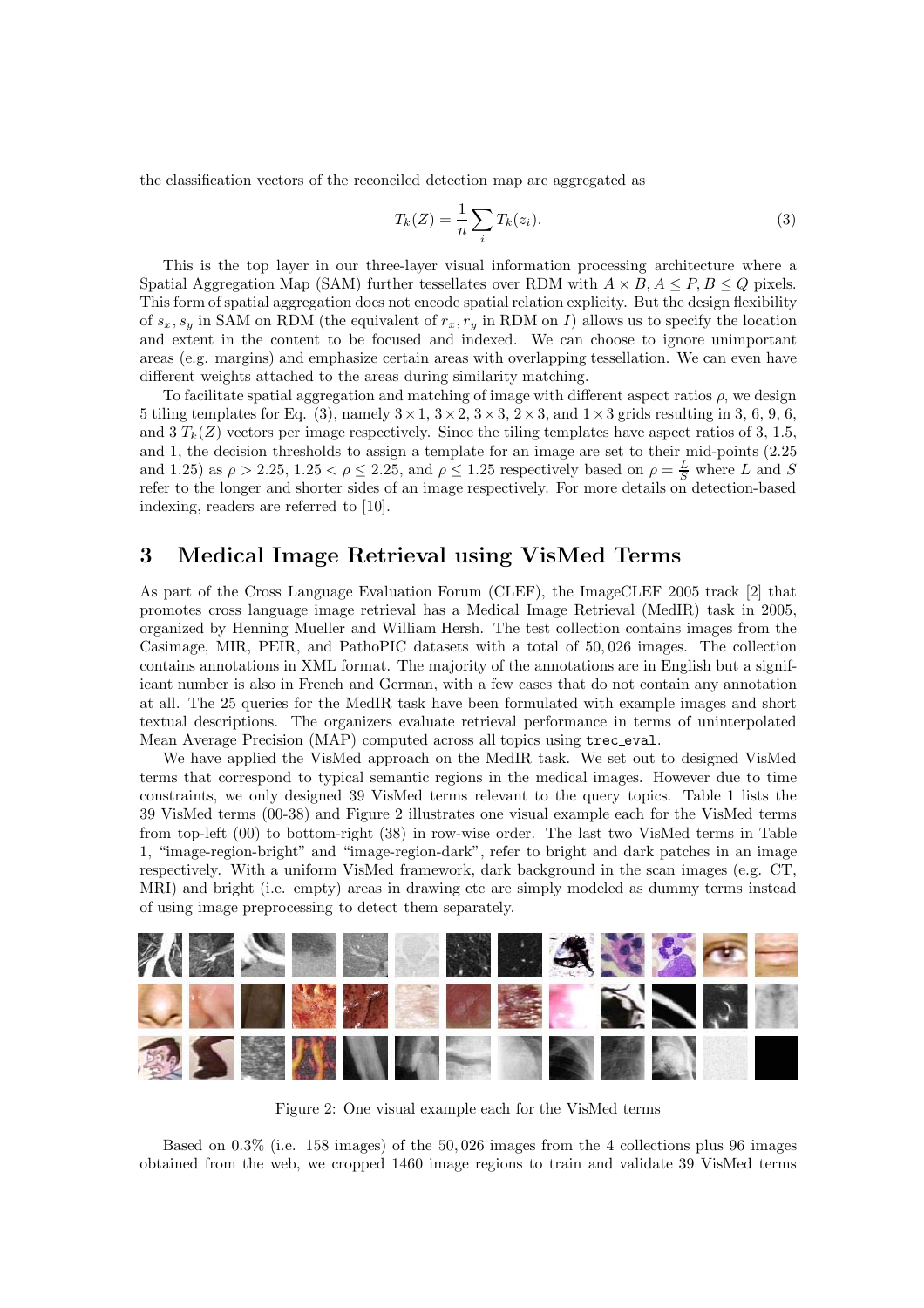the classification vectors of the reconciled detection map are aggregated as

$$T_k(Z) = \frac{1}{n} \sum_i T_k(z_i). \tag{3}$$

This is the top layer in our three-layer visual information processing architecture where a Spatial Aggregation Map (SAM) further tessellates over RDM with $A \times B, A \leq P, B \leq Q$ pixels. This form of spatial aggregation does not encode spatial relation explicity. But the design flexibility of $s_x, s_y$ in SAM on RDM (the equivalent of $r_x, r_y$ in RDM on $I$) allows us to specify the location and extent in the content to be focused and indexed. We can choose to ignore unimportant areas (e.g. margins) and emphasize certain areas with overlapping tessellation. We can even have different weights attached to the areas during similarity matching.

To facilitate spatial aggregation and matching of image with different aspect ratios $\rho$, we design 5 tiling templates for Eq. (3), namely $3 \times 1$, $3 \times 2$, $3 \times 3$, $2 \times 3$, and $1 \times 3$ grids resulting in 3, 6, 9, 6, and 3 $T_k(Z)$ vectors per image respectively. Since the tiling templates have aspect ratios of 3, 1.5, and 1, the decision thresholds to assign a template for an image are set to their mid-points (2.25 and 1.25) as $\rho > 2.25$, $1.25 < \rho \leq 2.25$, and $\rho \leq 1.25$ respectively based on $\rho = \frac{L}{S}$ where $L$ and $S$ refer to the longer and shorter sides of an image respectively. For more details on detection-based indexing, readers are referred to [10].

# 3 Medical Image Retrieval using VisMed Terms

As part of the Cross Language Evaluation Forum (CLEF), the ImageCLEF 2005 track [2] that promotes cross language image retrieval has a Medical Image Retrieval (MedIR) task in 2005, organized by Henning Mueller and William Hersh. The test collection contains images from the Casimage, MIR, PEIR, and PathoPIC datasets with a total of 50,026 images. The collection contains annotations in XML format. The majority of the annotations are in English but a significant number is also in French and German, with a few cases that do not contain any annotation at all. The 25 queries for the MedIR task have been formulated with example images and short textual descriptions. The organizers evaluate retrieval performance in terms of uninterpolated Mean Average Precision (MAP) computed across all topics using `trec_eval`.

We have applied the VisMed approach on the MedIR task. We set out to designed VisMed terms that correspond to typical semantic regions in the medical images. However due to time constraints, we only designed 39 VisMed terms relevant to the query topics. Table 1 lists the 39 VisMed terms (00-38) and Figure 2 illustrates one visual example each for the VisMed terms from top-left (00) to bottom-right (38) in row-wise order. The last two VisMed terms in Table 1, "image-region-bright" and "image-region-dark", refer to bright and dark patches in an image respectively. With a uniform VisMed framework, dark background in the scan images (e.g. CT, MRI) and bright (i.e. empty) areas in drawing etc are simply modeled as dummy terms instead of using image preprocessing to detect them separately.

Figure 2: One visual example each for the VisMed terms

Based on 0.3% (i.e. 158 images) of the 50,026 images from the 4 collections plus 96 images obtained from the web, we cropped 1460 image regions to train and validate 39 VisMed terms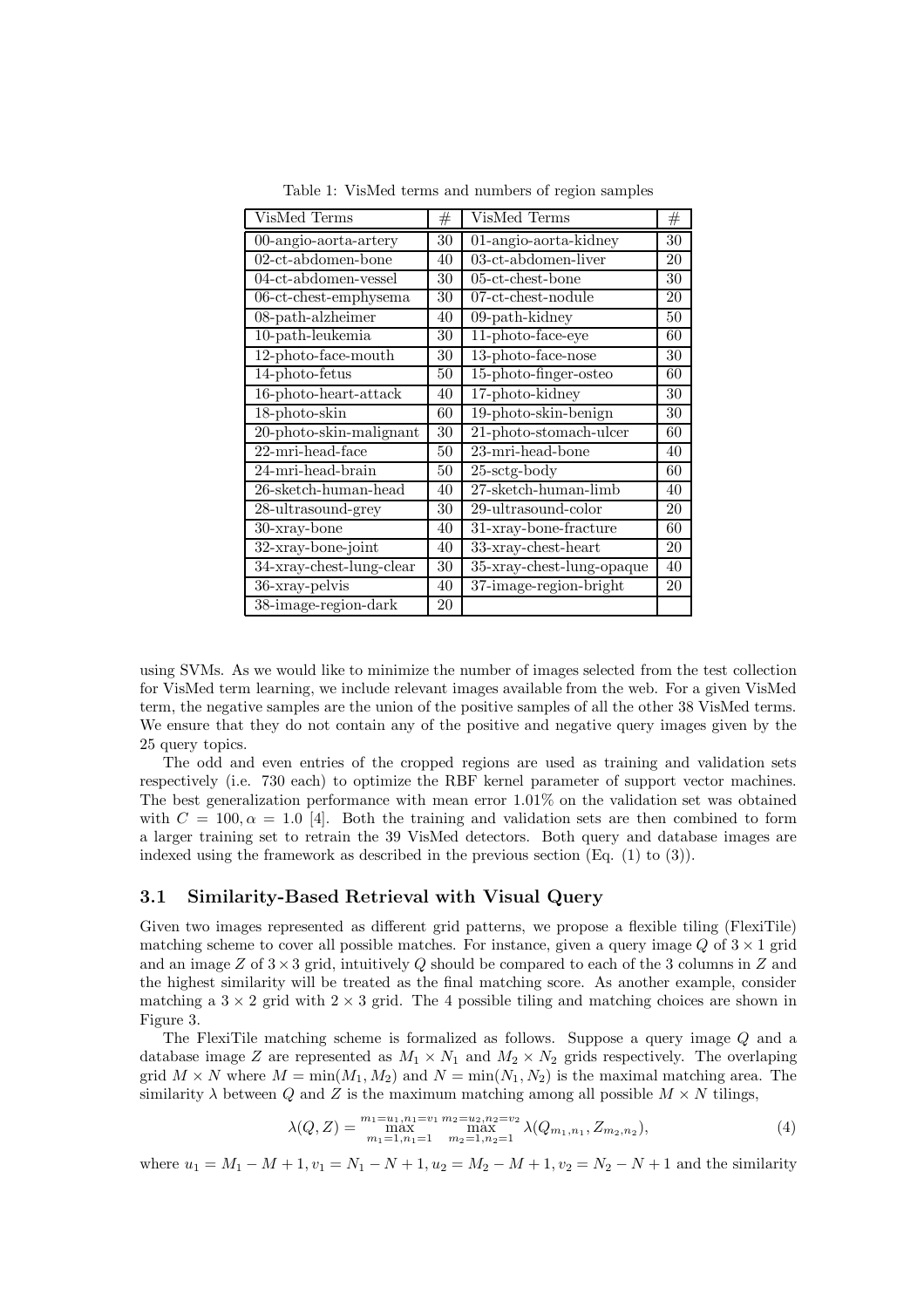Table 1: VisMed terms and numbers of region samples

| VisMed Terms | # | VisMed Terms | # |
|---|---|---|---|
| 00-angio-aorta-artery | 30 | 01-angio-aorta-kidney | 30 |
| 02-ct-abdomen-bone | 40 | 03-ct-abdomen-liver | 20 |
| 04-ct-abdomen-vessel | 30 | 05-ct-chest-bone | 30 |
| 06-ct-chest-emphysema | 30 | 07-ct-chest-nodule | 20 |
| 08-path-alzheimer | 40 | 09-path-kidney | 50 |
| 10-path-leukemia | 30 | 11-photo-face-eye | 60 |
| 12-photo-face-mouth | 30 | 13-photo-face-nose | 30 |
| 14-photo-fetus | 50 | 15-photo-finger-osteo | 60 |
| 16-photo-heart-attack | 40 | 17-photo-kidney | 30 |
| 18-photo-skin | 60 | 19-photo-skin-benign | 30 |
| 20-photo-skin-malignant | 30 | 21-photo-stomach-ulcer | 60 |
| 22-mri-head-face | 50 | 23-mri-head-bone | 40 |
| 24-mri-head-brain | 50 | 25-sctg-body | 60 |
| 26-sketch-human-head | 40 | 27-sketch-human-limb | 40 |
| 28-ultrasound-grey | 30 | 29-ultrasound-color | 20 |
| 30-xray-bone | 40 | 31-xray-bone-fracture | 60 |
| 32-xray-bone-joint | 40 | 33-xray-chest-heart | 20 |
| 34-xray-chest-lung-clear | 30 | 35-xray-chest-lung-opaque | 40 |
| 36-xray-pelvis | 40 | 37-image-region-bright | 20 |
| 38-image-region-dark | 20 | | |

using SVMs. As we would like to minimize the number of images selected from the test collection for VisMed term learning, we include relevant images available from the web. For a given VisMed term, the negative samples are the union of the positive samples of all the other 38 VisMed terms. We ensure that they do not contain any of the positive and negative query images given by the 25 query topics.

The odd and even entries of the cropped regions are used as training and validation sets respectively (i.e. 730 each) to optimize the RBF kernel parameter of support vector machines. The best generalization performance with mean error 1.01% on the validation set was obtained with $C = 100, \alpha = 1.0$ [4]. Both the training and validation sets are then combined to form a larger training set to retrain the 39 VisMed detectors. Both query and database images are indexed using the framework as described in the previous section (Eq. (1) to (3)).

### 3.1 Similarity-Based Retrieval with Visual Query

Given two images represented as different grid patterns, we propose a flexible tiling (FlexiTile) matching scheme to cover all possible matches. For instance, given a query image $Q$ of $3 \times 1$ grid and an image $Z$ of $3 \times 3$ grid, intuitively $Q$ should be compared to each of the 3 columns in $Z$ and the highest similarity will be treated as the final matching score. As another example, consider matching a $3 \times 2$ grid with $2 \times 3$ grid. The 4 possible tiling and matching choices are shown in Figure 3.

The FlexiTile matching scheme is formalized as follows. Suppose a query image $Q$ and a database image $Z$ are represented as $M_1 \times N_1$ and $M_2 \times N_2$ grids respectively. The overlaping grid $M \times N$ where $M = \min(M_1, M_2)$ and $N = \min(N_1, N_2)$ is the maximal matching area. The similarity $\lambda$ between $Q$ and $Z$ is the maximum matching among all possible $M \times N$ tilings,

$$\lambda(Q, Z) = \max_{m_1=1, n_1=1}^{m_1=u_1, n_1=v_1} \max_{m_2=1, n_2=1}^{m_2=u_2, n_2=v_2} \lambda(Q_{m_1,n_1}, Z_{m_2,n_2}), \tag{4}$$

where $u_1 = M_1 - M + 1, v_1 = N_1 - N + 1, u_2 = M_2 - M + 1, v_2 = N_2 - N + 1$ and the similarity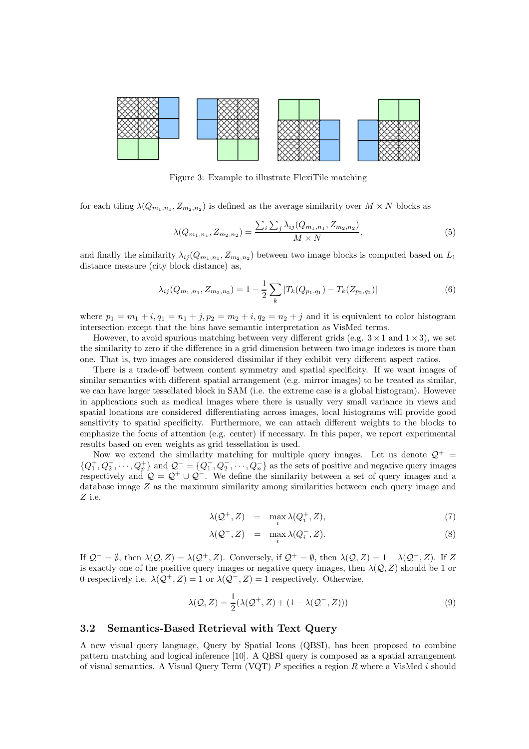Figure 3: Example to illustrate FlexiTile matching

for each tiling $\lambda(Q_{m_1,n_1}, Z_{m_2,n_2})$ is defined as the average similarity over $M \times N$ blocks as

$$\lambda(Q_{m_1,n_1}, Z_{m_2,n_2}) = \frac{\sum_i \sum_j \lambda_{ij}(Q_{m_1,n_1}, Z_{m_2,n_2})}{M \times N}, \tag{5}$$

and finally the similarity $\lambda_{ij}(Q_{m_1,n_1}, Z_{m_2,n_2})$ between two image blocks is computed based on $L_1$ distance measure (city block distance) as,

$$\lambda_{ij}(Q_{m_1,n_1}, Z_{m_2,n_2}) = 1 - \frac{1}{2} \sum_k |T_k(Q_{p_1,q_1}) - T_k(Z_{p_2,q_2})| \tag{6}$$

where $p_1 = m_1 + i, q_1 = n_1 + j, p_2 = m_2 + i, q_2 = n_2 + j$ and it is equivalent to color histogram intersection except that the bins have semantic interpretation as VisMed terms.

However, to avoid spurious matching between very different grids (e.g. $3 \times 1$ and $1 \times 3$), we set the similarity to zero if the difference in a grid dimension between two image indexes is more than one. That is, two images are considered dissimilar if they exhibit very different aspect ratios.

There is a trade-off between content symmetry and spatial specificity. If we want images of similar semantics with different spatial arrangement (e.g. mirror images) to be treated as similar, we can have larger tessellated block in SAM (i.e. the extreme case is a global histogram). However in applications such as medical images where there is usually very small variance in views and spatial locations are considered differentiating across images, local histograms will provide good sensitivity to spatial specificity. Furthermore, we can attach different weights to the blocks to emphasize the focus of attention (e.g. center) if necessary. In this paper, we report experimental results based on even weights as grid tessellation is used.

Now we extend the similarity matching for multiple query images. Let us denote $\mathcal{Q}^+ = \{Q_1^+, Q_2^+, \cdots, Q_p^+\}$ and $\mathcal{Q}^- = \{Q_1^-, Q_2^-, \cdots, Q_n^-\}$ as the sets of positive and negative query images respectively and $\mathcal{Q} = \mathcal{Q}^+ \cup \mathcal{Q}^-$. We define the similarity between a set of query images and a database image $Z$ as the maximum similarity among similarities between each query image and $Z$ i.e.

$$\lambda(\mathcal{Q}^+, Z) = \max_i \lambda(Q_i^+, Z), \tag{7}$$

$$\lambda(\mathcal{Q}^-, Z) = \max_i \lambda(Q_i^-, Z). \tag{8}$$

If $\mathcal{Q}^- = \emptyset$, then $\lambda(\mathcal{Q}, Z) = \lambda(\mathcal{Q}^+, Z)$. Conversely, if $\mathcal{Q}^+ = \emptyset$, then $\lambda(\mathcal{Q}, Z) = 1 - \lambda(\mathcal{Q}^-, Z)$. If $Z$ is exactly one of the positive query images or negative query images, then $\lambda(\mathcal{Q}, Z)$ should be 1 or 0 respectively i.e. $\lambda(\mathcal{Q}^+, Z) = 1$ or $\lambda(\mathcal{Q}^-, Z) = 1$ respectively. Otherwise,

$$\lambda(\mathcal{Q}, Z) = \frac{1}{2}(\lambda(\mathcal{Q}^+, Z) + (1 - \lambda(\mathcal{Q}^-, Z))) \tag{9}$$

### 3.2 Semantics-Based Retrieval with Text Query

A new visual query language, Query by Spatial Icons (QBSI), has been proposed to combine pattern matching and logical inference [10]. A QBSI query is composed as a spatial arrangement of visual semantics. A Visual Query Term (VQT) $P$ specifies a region $R$ where a VisMed $i$ should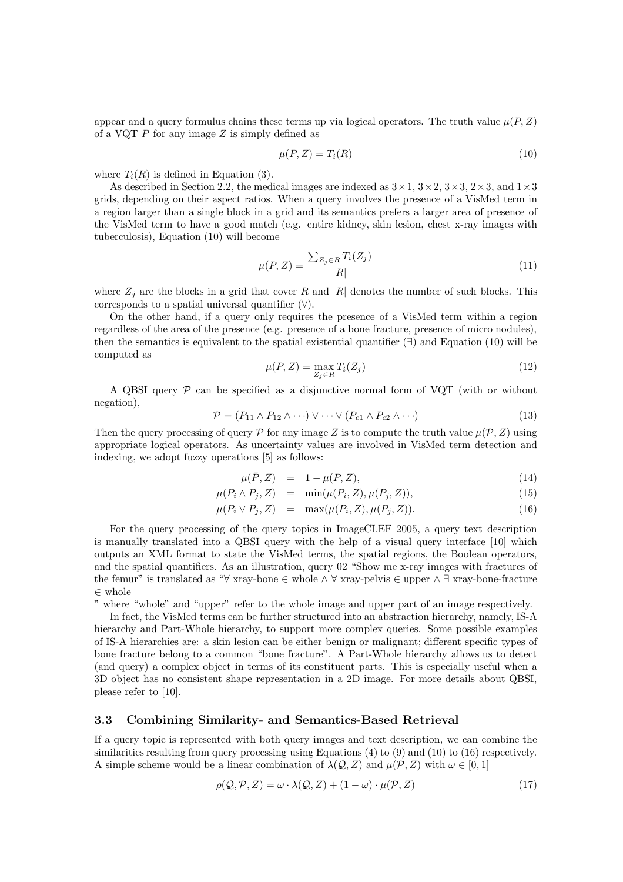appear and a query formulus chains these terms up via logical operators. The truth value $\mu(P, Z)$ of a VQT $P$ for any image $Z$ is simply defined as

$$\mu(P, Z) = T_i(R) \tag{10}$$

where $T_i(R)$ is defined in Equation (3).

As described in Section 2.2, the medical images are indexed as $3\times1$, $3\times2$, $3\times3$, $2\times3$, and $1\times3$ grids, depending on their aspect ratios. When a query involves the presence of a VisMed term in a region larger than a single block in a grid and its semantics prefers a larger area of presence of the VisMed term to have a good match (e.g. entire kidney, skin lesion, chest x-ray images with tuberculosis), Equation (10) will become

$$\mu(P, Z) = \frac{\sum_{Z_j \in R} T_i(Z_j)}{|R|} \tag{11}$$

where $Z_j$ are the blocks in a grid that cover $R$ and $|R|$ denotes the number of such blocks. This corresponds to a spatial universal quantifier ($\forall$).

On the other hand, if a query only requires the presence of a VisMed term within a region regardless of the area of the presence (e.g. presence of a bone fracture, presence of micro nodules), then the semantics is equivalent to the spatial existential quantifier ($\exists$) and Equation (10) will be computed as

$$\mu(P, Z) = \max_{Z_j \in R} T_i(Z_j) \tag{12}$$

A QBSI query $\mathcal{P}$ can be specified as a disjunctive normal form of VQT (with or without negation),

$$\mathcal{P} = (P_{11} \wedge P_{12} \wedge \cdots) \vee \cdots \vee (P_{c1} \wedge P_{c2} \wedge \cdots) \tag{13}$$

Then the query processing of query $\mathcal{P}$ for any image $Z$ is to compute the truth value $\mu(\mathcal{P}, Z)$ using appropriate logical operators. As uncertainty values are involved in VisMed term detection and indexing, we adopt fuzzy operations [5] as follows:

$$\mu(\bar{P}, Z) = 1 - \mu(P, Z), \tag{14}$$

$$\mu(P_i \wedge P_j, Z) = \min(\mu(P_i, Z), \mu(P_j, Z)), \tag{15}$$

$$\mu(P_i \vee P_j, Z) = \max(\mu(P_i, Z), \mu(P_j, Z)). \tag{16}$$

For the query processing of the query topics in ImageCLEF 2005, a query text description is manually translated into a QBSI query with the help of a visual query interface [10] which outputs an XML format to state the VisMed terms, the spatial regions, the Boolean operators, and the spatial quantifiers. As an illustration, query 02 "Show me x-ray images with fractures of the femur" is translated as "$\forall$ xray-bone $\in$ whole $\wedge$ $\forall$ xray-pelvis $\in$ upper $\wedge$ $\exists$ xray-bone-fracture $\in$ whole
" where "whole" and "upper" refer to the whole image and upper part of an image respectively.

In fact, the VisMed terms can be further structured into an abstraction hierarchy, namely, IS-A hierarchy and Part-Whole hierarchy, to support more complex queries. Some possible examples of IS-A hierarchies are: a skin lesion can be either benign or malignant; different specific types of bone fracture belong to a common "bone fracture". A Part-Whole hierarchy allows us to detect (and query) a complex object in terms of its constituent parts. This is especially useful when a 3D object has no consistent shape representation in a 2D image. For more details about QBSI, please refer to [10].

### 3.3 Combining Similarity- and Semantics-Based Retrieval

If a query topic is represented with both query images and text description, we can combine the similarities resulting from query processing using Equations (4) to (9) and (10) to (16) respectively. A simple scheme would be a linear combination of $\lambda(\mathcal{Q}, Z)$ and $\mu(\mathcal{P}, Z)$ with $\omega \in [0, 1]$

$$\rho(\mathcal{Q}, \mathcal{P}, Z) = \omega \cdot \lambda(\mathcal{Q}, Z) + (1 - \omega) \cdot \mu(\mathcal{P}, Z) \tag{17}$$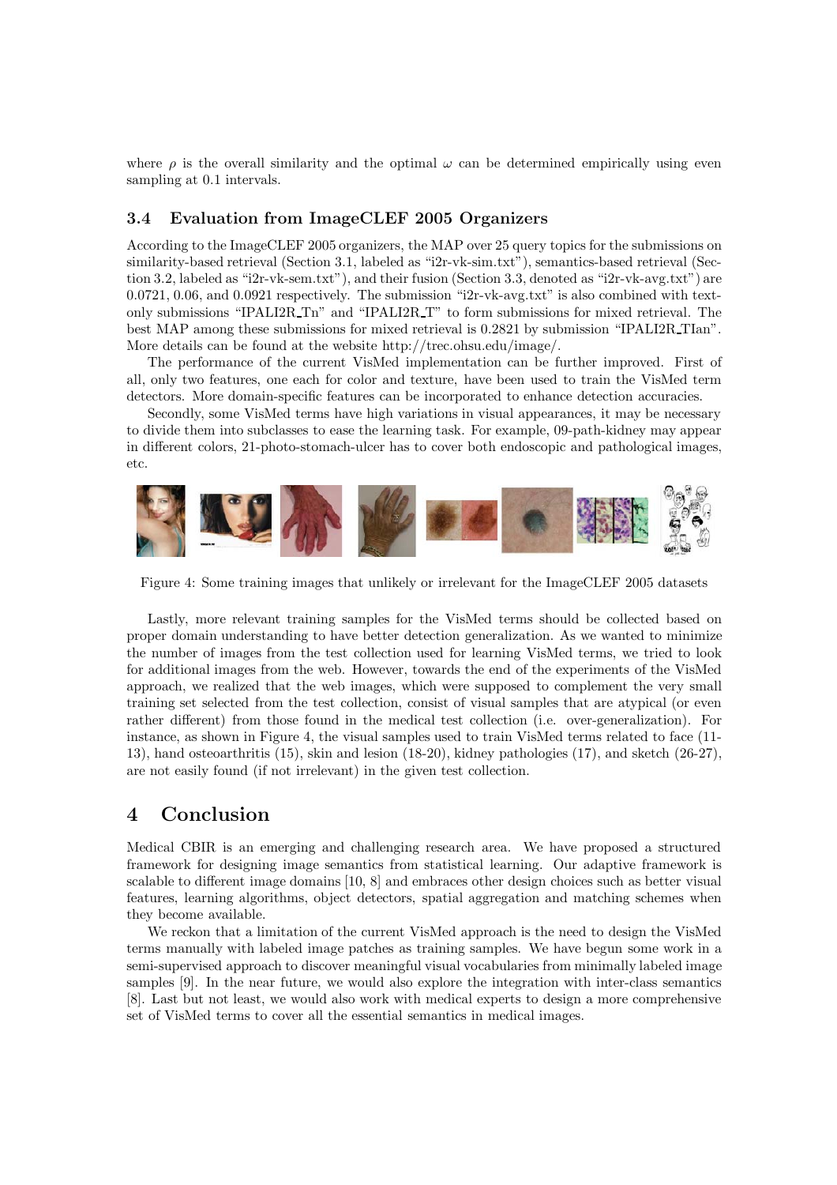where $\rho$ is the overall similarity and the optimal $\omega$ can be determined empirically using even sampling at 0.1 intervals.

### 3.4 Evaluation from ImageCLEF 2005 Organizers

According to the ImageCLEF 2005 organizers, the MAP over 25 query topics for the submissions on similarity-based retrieval (Section 3.1, labeled as "i2r-vk-sim.txt"), semantics-based retrieval (Section 3.2, labeled as "i2r-vk-sem.txt"), and their fusion (Section 3.3, denoted as "i2r-vk-avg.txt") are 0.0721, 0.06, and 0.0921 respectively. The submission "i2r-vk-avg.txt" is also combined with text-only submissions "IPALI2R_Tn" and "IPALI2R_T" to form submissions for mixed retrieval. The best MAP among these submissions for mixed retrieval is 0.2821 by submission "IPALI2R_TIan". More details can be found at the website http://trec.ohsu.edu/image/.

The performance of the current VisMed implementation can be further improved. First of all, only two features, one each for color and texture, have been used to train the VisMed term detectors. More domain-specific features can be incorporated to enhance detection accuracies.

Secondly, some VisMed terms have high variations in visual appearances, it may be necessary to divide them into subclasses to ease the learning task. For example, 09-path-kidney may appear in different colors, 21-photo-stomach-ulcer has to cover both endoscopic and pathological images, etc.

Figure 4: Some training images that unlikely or irrelevant for the ImageCLEF 2005 datasets

Lastly, more relevant training samples for the VisMed terms should be collected based on proper domain understanding to have better detection generalization. As we wanted to minimize the number of images from the test collection used for learning VisMed terms, we tried to look for additional images from the web. However, towards the end of the experiments of the VisMed approach, we realized that the web images, which were supposed to complement the very small training set selected from the test collection, consist of visual samples that are atypical (or even rather different) from those found in the medical test collection (i.e. over-generalization). For instance, as shown in Figure 4, the visual samples used to train VisMed terms related to face (11-13), hand osteoarthritis (15), skin and lesion (18-20), kidney pathologies (17), and sketch (26-27), are not easily found (if not irrelevant) in the given test collection.

## 4 Conclusion

Medical CBIR is an emerging and challenging research area. We have proposed a structured framework for designing image semantics from statistical learning. Our adaptive framework is scalable to different image domains [10, 8] and embraces other design choices such as better visual features, learning algorithms, object detectors, spatial aggregation and matching schemes when they become available.

We reckon that a limitation of the current VisMed approach is the need to design the VisMed terms manually with labeled image patches as training samples. We have begun some work in a semi-supervised approach to discover meaningful visual vocabularies from minimally labeled image samples [9]. In the near future, we would also explore the integration with inter-class semantics [8]. Last but not least, we would also work with medical experts to design a more comprehensive set of VisMed terms to cover all the essential semantics in medical images.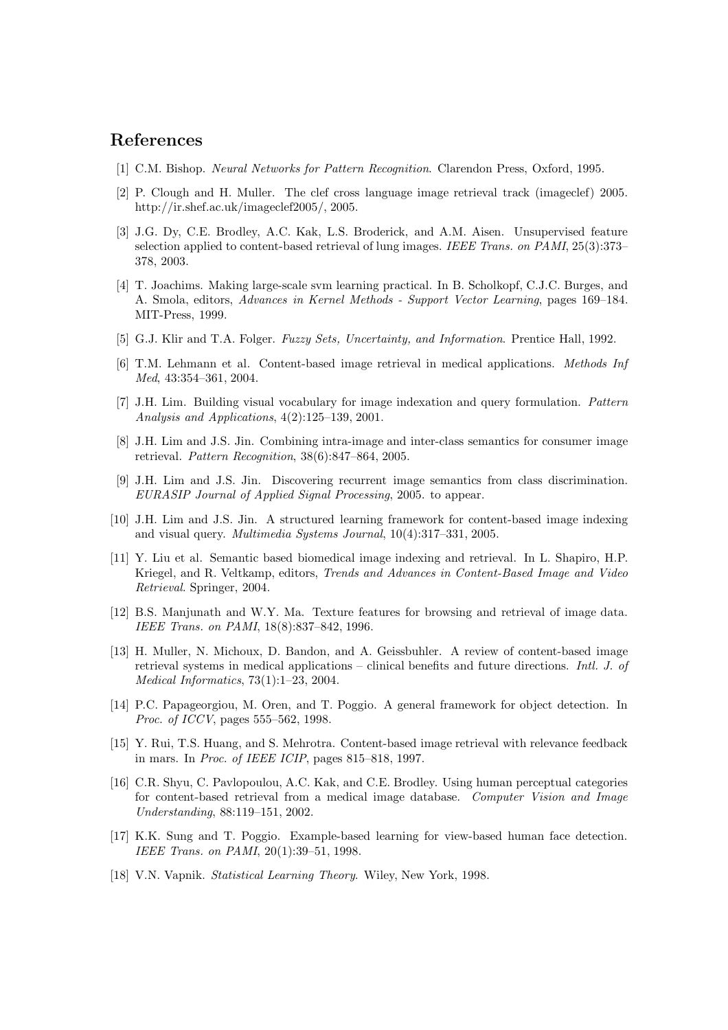## References

[1] C.M. Bishop. *Neural Networks for Pattern Recognition*. Clarendon Press, Oxford, 1995.

[2] P. Clough and H. Muller. The clef cross language image retrieval track (imageclef) 2005. http://ir.shef.ac.uk/imageclef2005/, 2005.

[3] J.G. Dy, C.E. Brodley, A.C. Kak, L.S. Broderick, and A.M. Aisen. Unsupervised feature selection applied to content-based retrieval of lung images. *IEEE Trans. on PAMI*, 25(3):373–378, 2003.

[4] T. Joachims. Making large-scale svm learning practical. In B. Scholkopf, C.J.C. Burges, and A. Smola, editors, *Advances in Kernel Methods - Support Vector Learning*, pages 169–184. MIT-Press, 1999.

[5] G.J. Klir and T.A. Folger. *Fuzzy Sets, Uncertainty, and Information*. Prentice Hall, 1992.

[6] T.M. Lehmann et al. Content-based image retrieval in medical applications. *Methods Inf Med*, 43:354–361, 2004.

[7] J.H. Lim. Building visual vocabulary for image indexation and query formulation. *Pattern Analysis and Applications*, 4(2):125–139, 2001.

[8] J.H. Lim and J.S. Jin. Combining intra-image and inter-class semantics for consumer image retrieval. *Pattern Recognition*, 38(6):847–864, 2005.

[9] J.H. Lim and J.S. Jin. Discovering recurrent image semantics from class discrimination. *EURASIP Journal of Applied Signal Processing*, 2005. to appear.

[10] J.H. Lim and J.S. Jin. A structured learning framework for content-based image indexing and visual query. *Multimedia Systems Journal*, 10(4):317–331, 2005.

[11] Y. Liu et al. Semantic based biomedical image indexing and retrieval. In L. Shapiro, H.P. Kriegel, and R. Veltkamp, editors, *Trends and Advances in Content-Based Image and Video Retrieval*. Springer, 2004.

[12] B.S. Manjunath and W.Y. Ma. Texture features for browsing and retrieval of image data. *IEEE Trans. on PAMI*, 18(8):837–842, 1996.

[13] H. Muller, N. Michoux, D. Bandon, and A. Geissbuhler. A review of content-based image retrieval systems in medical applications – clinical benefits and future directions. *Intl. J. of Medical Informatics*, 73(1):1–23, 2004.

[14] P.C. Papageorgiou, M. Oren, and T. Poggio. A general framework for object detection. In *Proc. of ICCV*, pages 555–562, 1998.

[15] Y. Rui, T.S. Huang, and S. Mehrotra. Content-based image retrieval with relevance feedback in mars. In *Proc. of IEEE ICIP*, pages 815–818, 1997.

[16] C.R. Shyu, C. Pavlopoulou, A.C. Kak, and C.E. Brodley. Using human perceptual categories for content-based retrieval from a medical image database. *Computer Vision and Image Understanding*, 88:119–151, 2002.

[17] K.K. Sung and T. Poggio. Example-based learning for view-based human face detection. *IEEE Trans. on PAMI*, 20(1):39–51, 1998.

[18] V.N. Vapnik. *Statistical Learning Theory*. Wiley, New York, 1998.